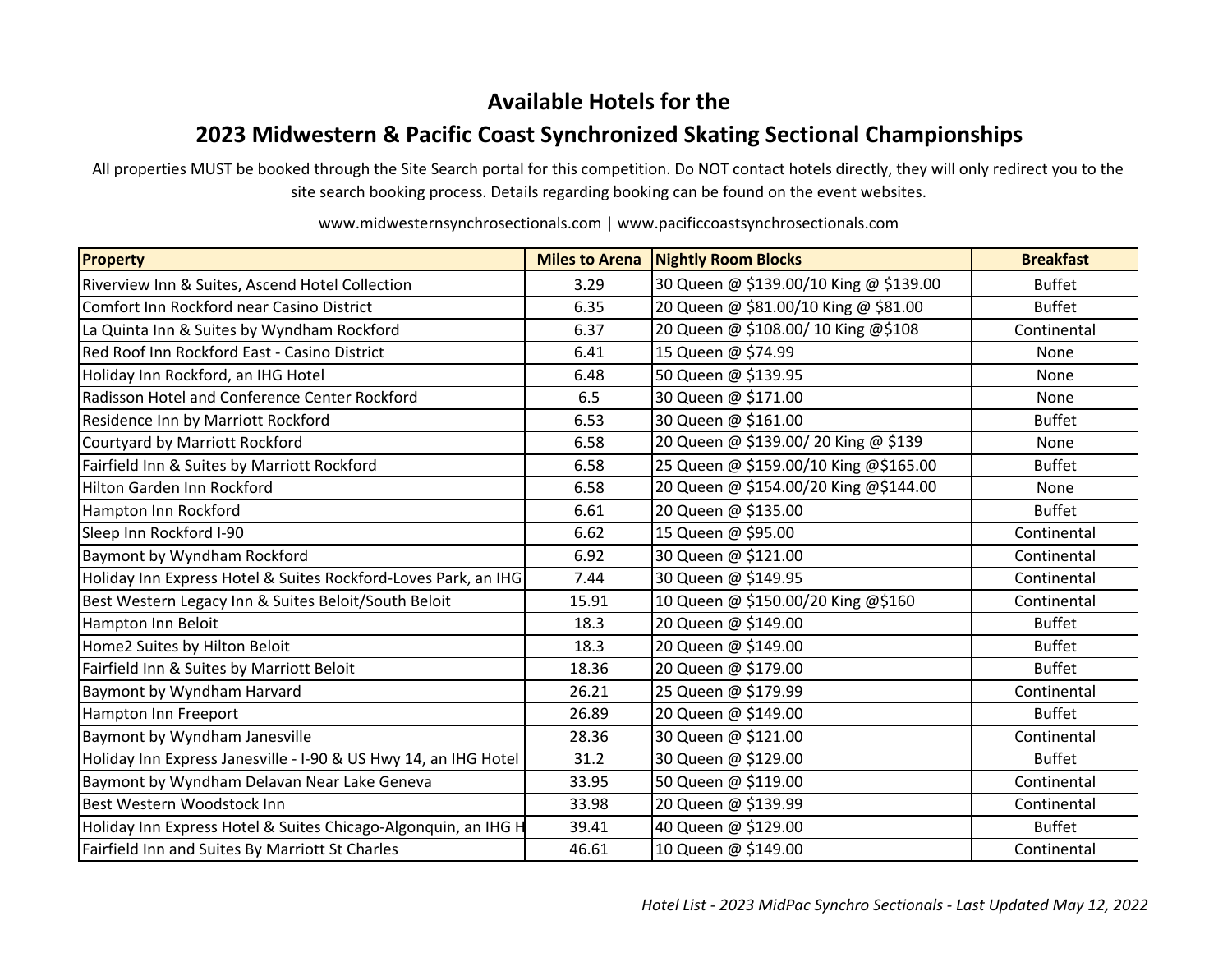# Available Hotels for the

## 2023 Midwestern & Pacific Coast Synchronized Skating Sectional Championships

All properties MUST be booked through the Site Search portal for this competition. Do NOT contact hotels directly, they will only redirect you to the site search booking process. Details regarding booking can be found on the event websites.

www.midwesternsynchrosectionals.com | www.pacificcoastsynchrosectionals.com

| Property | Miles to Arena | Nightly Room Blocks | Breakfast |
|---|---|---|---|
| Riverview Inn & Suites, Ascend Hotel Collection | 3.29 | 30 Queen @ $139.00/10 King @ $139.00 | Buffet |
| Comfort Inn Rockford near Casino District | 6.35 | 20 Queen @ $81.00/10 King @ $81.00 | Buffet |
| La Quinta Inn & Suites by Wyndham Rockford | 6.37 | 20 Queen @ $108.00/ 10 King @$108 | Continental |
| Red Roof Inn Rockford East - Casino District | 6.41 | 15 Queen @ $74.99 | None |
| Holiday Inn Rockford, an IHG Hotel | 6.48 | 50 Queen @ $139.95 | None |
| Radisson Hotel and Conference Center Rockford | 6.5 | 30 Queen @ $171.00 | None |
| Residence Inn by Marriott Rockford | 6.53 | 30 Queen @ $161.00 | Buffet |
| Courtyard by Marriott Rockford | 6.58 | 20 Queen @ $139.00/ 20 King @ $139 | None |
| Fairfield Inn & Suites by Marriott Rockford | 6.58 | 25 Queen @ $159.00/10 King @$165.00 | Buffet |
| Hilton Garden Inn Rockford | 6.58 | 20 Queen @ $154.00/20 King @$144.00 | None |
| Hampton Inn Rockford | 6.61 | 20 Queen @ $135.00 | Buffet |
| Sleep Inn Rockford I-90 | 6.62 | 15 Queen @ $95.00 | Continental |
| Baymont by Wyndham Rockford | 6.92 | 30 Queen @ $121.00 | Continental |
| Holiday Inn Express Hotel & Suites Rockford-Loves Park, an IHG | 7.44 | 30 Queen @ $149.95 | Continental |
| Best Western Legacy Inn & Suites Beloit/South Beloit | 15.91 | 10 Queen @ $150.00/20 King @$160 | Continental |
| Hampton Inn Beloit | 18.3 | 20 Queen @ $149.00 | Buffet |
| Home2 Suites by Hilton Beloit | 18.3 | 20 Queen @ $149.00 | Buffet |
| Fairfield Inn & Suites by Marriott Beloit | 18.36 | 20 Queen @ $179.00 | Buffet |
| Baymont by Wyndham Harvard | 26.21 | 25 Queen @ $179.99 | Continental |
| Hampton Inn Freeport | 26.89 | 20 Queen @ $149.00 | Buffet |
| Baymont by Wyndham Janesville | 28.36 | 30 Queen @ $121.00 | Continental |
| Holiday Inn Express Janesville - I-90 & US Hwy 14, an IHG Hotel | 31.2 | 30 Queen @ $129.00 | Buffet |
| Baymont by Wyndham Delavan Near Lake Geneva | 33.95 | 50 Queen @ $119.00 | Continental |
| Best Western Woodstock Inn | 33.98 | 20 Queen @ $139.99 | Continental |
| Holiday Inn Express Hotel & Suites Chicago-Algonquin, an IHG H | 39.41 | 40 Queen @ $129.00 | Buffet |
| Fairfield Inn and Suites By Marriott St Charles | 46.61 | 10 Queen @ $149.00 | Continental |

*Hotel List - 2023 MidPac Synchro Sectionals - Last Updated May 12, 2022*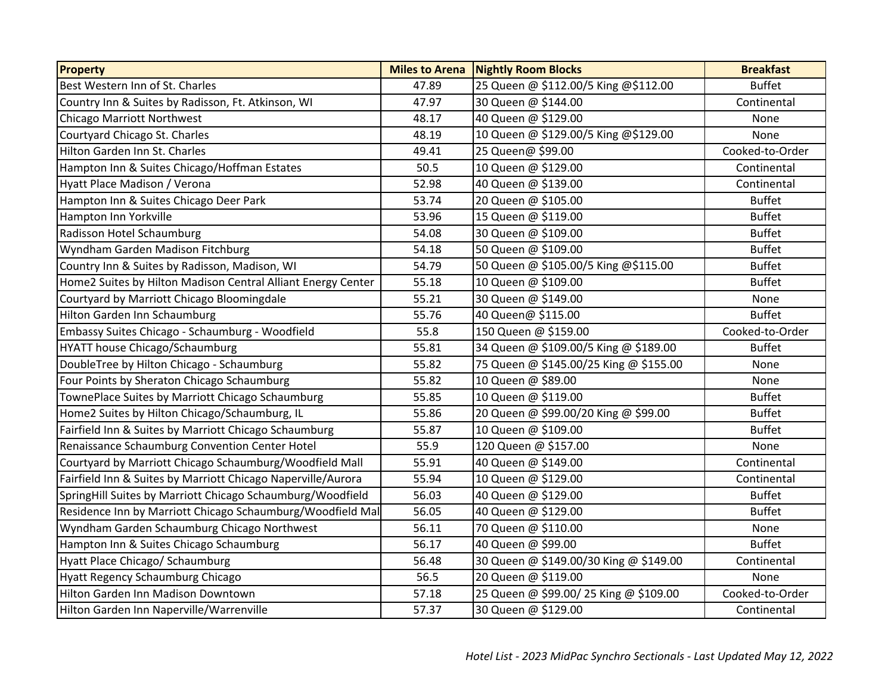| Property | Miles to Arena | Nightly Room Blocks | Breakfast |
|---|---|---|---|
| Best Western Inn of St. Charles | 47.89 | 25 Queen @ $112.00/5 King @$112.00 | Buffet |
| Country Inn & Suites by Radisson, Ft. Atkinson, WI | 47.97 | 30 Queen @ $144.00 | Continental |
| Chicago Marriott Northwest | 48.17 | 40 Queen @ $129.00 | None |
| Courtyard Chicago St. Charles | 48.19 | 10 Queen @ $129.00/5 King @$129.00 | None |
| Hilton Garden Inn St. Charles | 49.41 | 25 Queen@ $99.00 | Cooked-to-Order |
| Hampton Inn & Suites Chicago/Hoffman Estates | 50.5 | 10 Queen @ $129.00 | Continental |
| Hyatt Place Madison / Verona | 52.98 | 40 Queen @ $139.00 | Continental |
| Hampton Inn & Suites Chicago Deer Park | 53.74 | 20 Queen @ $105.00 | Buffet |
| Hampton Inn Yorkville | 53.96 | 15 Queen @ $119.00 | Buffet |
| Radisson Hotel Schaumburg | 54.08 | 30 Queen @ $109.00 | Buffet |
| Wyndham Garden Madison Fitchburg | 54.18 | 50 Queen @ $109.00 | Buffet |
| Country Inn & Suites by Radisson, Madison, WI | 54.79 | 50 Queen @ $105.00/5 King @$115.00 | Buffet |
| Home2 Suites by Hilton Madison Central Alliant Energy Center | 55.18 | 10 Queen @ $109.00 | Buffet |
| Courtyard by Marriott Chicago Bloomingdale | 55.21 | 30 Queen @ $149.00 | None |
| Hilton Garden Inn Schaumburg | 55.76 | 40 Queen@ $115.00 | Buffet |
| Embassy Suites Chicago - Schaumburg - Woodfield | 55.8 | 150 Queen @ $159.00 | Cooked-to-Order |
| HYATT house Chicago/Schaumburg | 55.81 | 34 Queen @ $109.00/5 King @ $189.00 | Buffet |
| DoubleTree by Hilton Chicago - Schaumburg | 55.82 | 75 Queen @ $145.00/25 King @ $155.00 | None |
| Four Points by Sheraton Chicago Schaumburg | 55.82 | 10 Queen @ $89.00 | None |
| TownePlace Suites by Marriott Chicago Schaumburg | 55.85 | 10 Queen @ $119.00 | Buffet |
| Home2 Suites by Hilton Chicago/Schaumburg, IL | 55.86 | 20 Queen @ $99.00/20 King @ $99.00 | Buffet |
| Fairfield Inn & Suites by Marriott Chicago Schaumburg | 55.87 | 10 Queen @ $109.00 | Buffet |
| Renaissance Schaumburg Convention Center Hotel | 55.9 | 120 Queen @ $157.00 | None |
| Courtyard by Marriott Chicago Schaumburg/Woodfield Mall | 55.91 | 40 Queen @ $149.00 | Continental |
| Fairfield Inn & Suites by Marriott Chicago Naperville/Aurora | 55.94 | 10 Queen @ $129.00 | Continental |
| SpringHill Suites by Marriott Chicago Schaumburg/Woodfield | 56.03 | 40 Queen @ $129.00 | Buffet |
| Residence Inn by Marriott Chicago Schaumburg/Woodfield Mal | 56.05 | 40 Queen @ $129.00 | Buffet |
| Wyndham Garden Schaumburg Chicago Northwest | 56.11 | 70 Queen @ $110.00 | None |
| Hampton Inn & Suites Chicago Schaumburg | 56.17 | 40 Queen @ $99.00 | Buffet |
| Hyatt Place Chicago/ Schaumburg | 56.48 | 30 Queen @ $149.00/30 King @ $149.00 | Continental |
| Hyatt Regency Schaumburg Chicago | 56.5 | 20 Queen @ $119.00 | None |
| Hilton Garden Inn Madison Downtown | 57.18 | 25 Queen @ $99.00/ 25 King @ $109.00 | Cooked-to-Order |
| Hilton Garden Inn Naperville/Warrenville | 57.37 | 30 Queen @ $129.00 | Continental |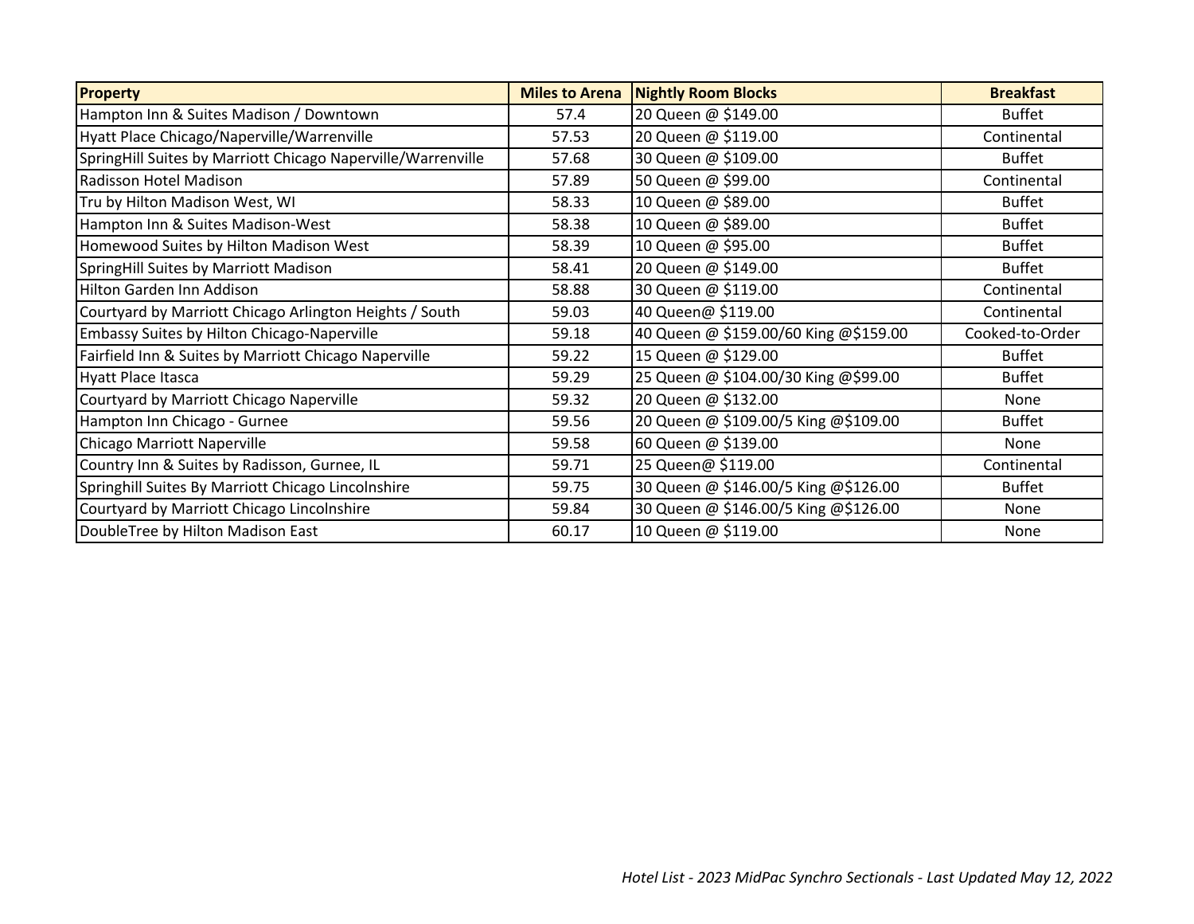| Property | Miles to Arena | Nightly Room Blocks | Breakfast |
|---|---|---|---|
| Hampton Inn & Suites Madison / Downtown | 57.4 | 20 Queen @ $149.00 | Buffet |
| Hyatt Place Chicago/Naperville/Warrenville | 57.53 | 20 Queen @ $119.00 | Continental |
| SpringHill Suites by Marriott Chicago Naperville/Warrenville | 57.68 | 30 Queen @ $109.00 | Buffet |
| Radisson Hotel Madison | 57.89 | 50 Queen @ $99.00 | Continental |
| Tru by Hilton Madison West, WI | 58.33 | 10 Queen @ $89.00 | Buffet |
| Hampton Inn & Suites Madison-West | 58.38 | 10 Queen @ $89.00 | Buffet |
| Homewood Suites by Hilton Madison West | 58.39 | 10 Queen @ $95.00 | Buffet |
| SpringHill Suites by Marriott Madison | 58.41 | 20 Queen @ $149.00 | Buffet |
| Hilton Garden Inn Addison | 58.88 | 30 Queen @ $119.00 | Continental |
| Courtyard by Marriott Chicago Arlington Heights / South | 59.03 | 40 Queen@ $119.00 | Continental |
| Embassy Suites by Hilton Chicago-Naperville | 59.18 | 40 Queen @ $159.00/60 King @$159.00 | Cooked-to-Order |
| Fairfield Inn & Suites by Marriott Chicago Naperville | 59.22 | 15 Queen @ $129.00 | Buffet |
| Hyatt Place Itasca | 59.29 | 25 Queen @ $104.00/30 King @$99.00 | Buffet |
| Courtyard by Marriott Chicago Naperville | 59.32 | 20 Queen @ $132.00 | None |
| Hampton Inn Chicago - Gurnee | 59.56 | 20 Queen @ $109.00/5 King @$109.00 | Buffet |
| Chicago Marriott Naperville | 59.58 | 60 Queen @ $139.00 | None |
| Country Inn & Suites by Radisson, Gurnee, IL | 59.71 | 25 Queen@ $119.00 | Continental |
| Springhill Suites By Marriott Chicago Lincolnshire | 59.75 | 30 Queen @ $146.00/5 King @$126.00 | Buffet |
| Courtyard by Marriott Chicago Lincolnshire | 59.84 | 30 Queen @ $146.00/5 King @$126.00 | None |
| DoubleTree by Hilton Madison East | 60.17 | 10 Queen @ $119.00 | None |

*Hotel List - 2023 MidPac Synchro Sectionals - Last Updated May 12, 2022*